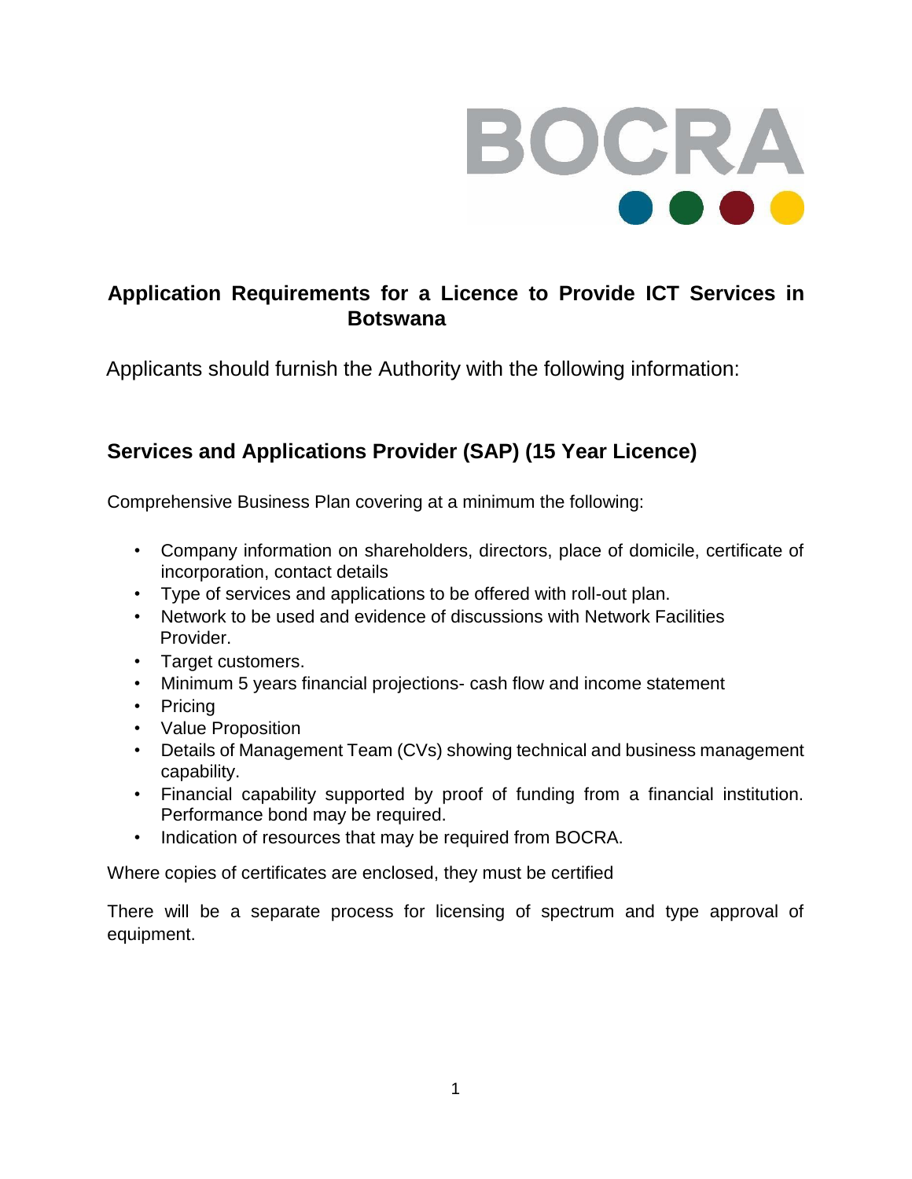BOCRA

# Application Requirements for a Licence to Provide ICT Services in Botswana

Applicants should furnish the Authority with the following information:

## Services and Applications Provider (SAP) (15 Year Licence)

Comprehensive Business Plan covering at a minimum the following:

- Company information on shareholders, directors, place of domicile, certificate of incorporation, contact details
- Type of services and applications to be offered with roll-out plan.
- Network to be used and evidence of discussions with Network Facilities Provider.
- Target customers.
- Minimum 5 years financial projections- cash flow and income statement
- Pricing
- Value Proposition
- Details of Management Team (CVs) showing technical and business management capability.
- Financial capability supported by proof of funding from a financial institution. Performance bond may be required.
- Indication of resources that may be required from BOCRA.

Where copies of certificates are enclosed, they must be certified

There will be a separate process for licensing of spectrum and type approval of equipment.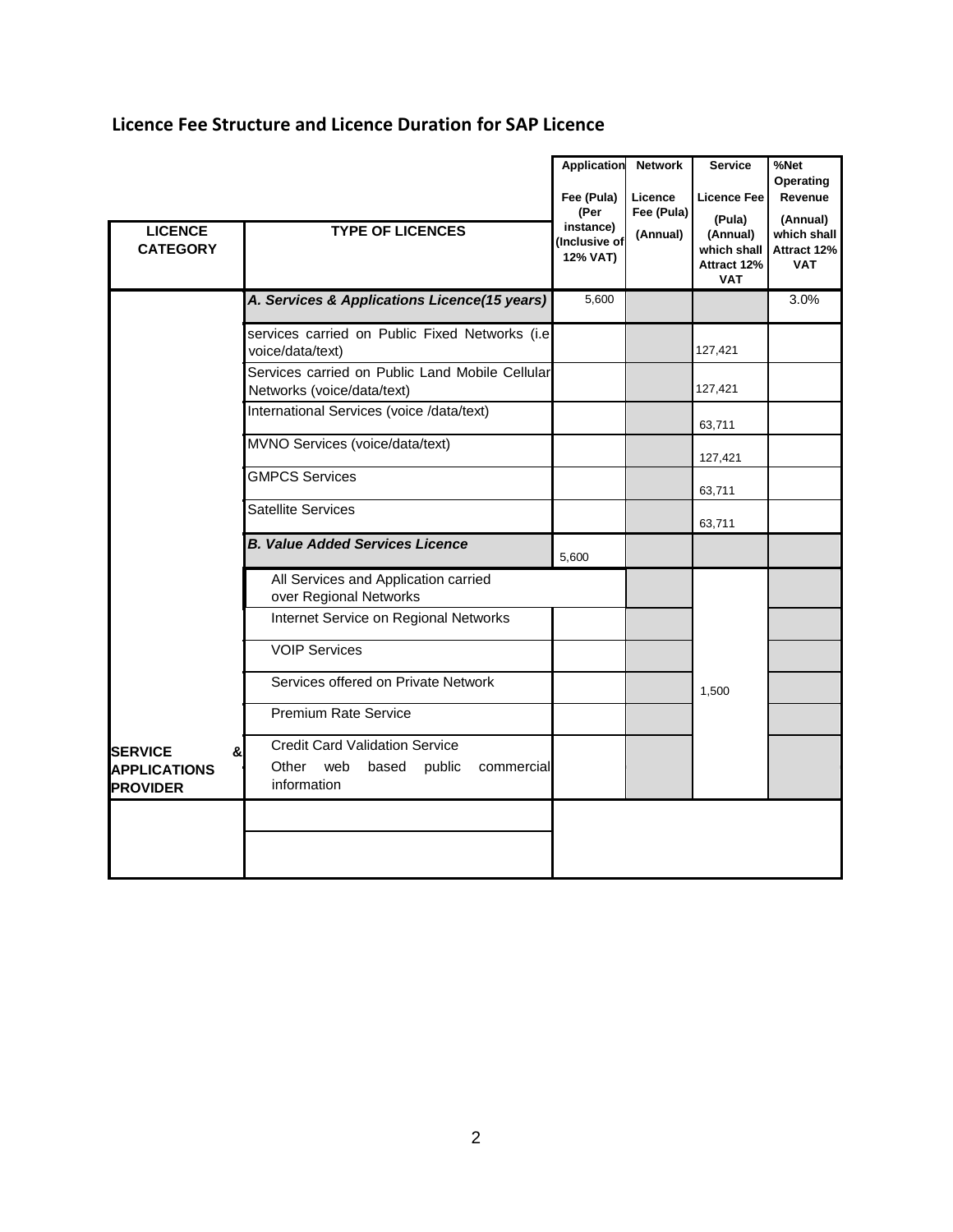## Licence Fee Structure and Licence Duration for SAP Licence

| LICENCE CATEGORY | TYPE OF LICENCES | Application Fee (Pula) (Per instance) (Inclusive of 12% VAT) | Network Licence Fee (Pula) (Annual) | Service Licence Fee (Pula) (Annual) which shall Attract 12% VAT | %Net Operating Revenue (Annual) which shall Attract 12% VAT |
|---|---|---|---|---|---|
| | ***A. Services & Applications Licence(15 years)*** | 5,600 | | | 3.0% |
| | services carried on Public Fixed Networks (i.e voice/data/text) | | | 127,421 | |
| | Services carried on Public Land Mobile Cellular Networks (voice/data/text) | | | 127,421 | |
| | International Services (voice /data/text) | | | 63,711 | |
| | MVNO Services (voice/data/text) | | | 127,421 | |
| | GMPCS Services | | | 63,711 | |
| | Satellite Services | | | 63,711 | |
| | ***B. Value Added Services Licence*** | 5,600 | | | |
| | All Services and Application carried over Regional Networks | | | 1,500 | |
| | Internet Service on Regional Networks | | | | |
| | VOIP Services | | | | |
| | Services offered on Private Network | | | | |
| | Premium Rate Service | | | | |
| **SERVICE & APPLICATIONS PROVIDER** | Credit Card Validation Service<br>Other web based public commercial information | | | | |
| | | | | | |
| | | | | | |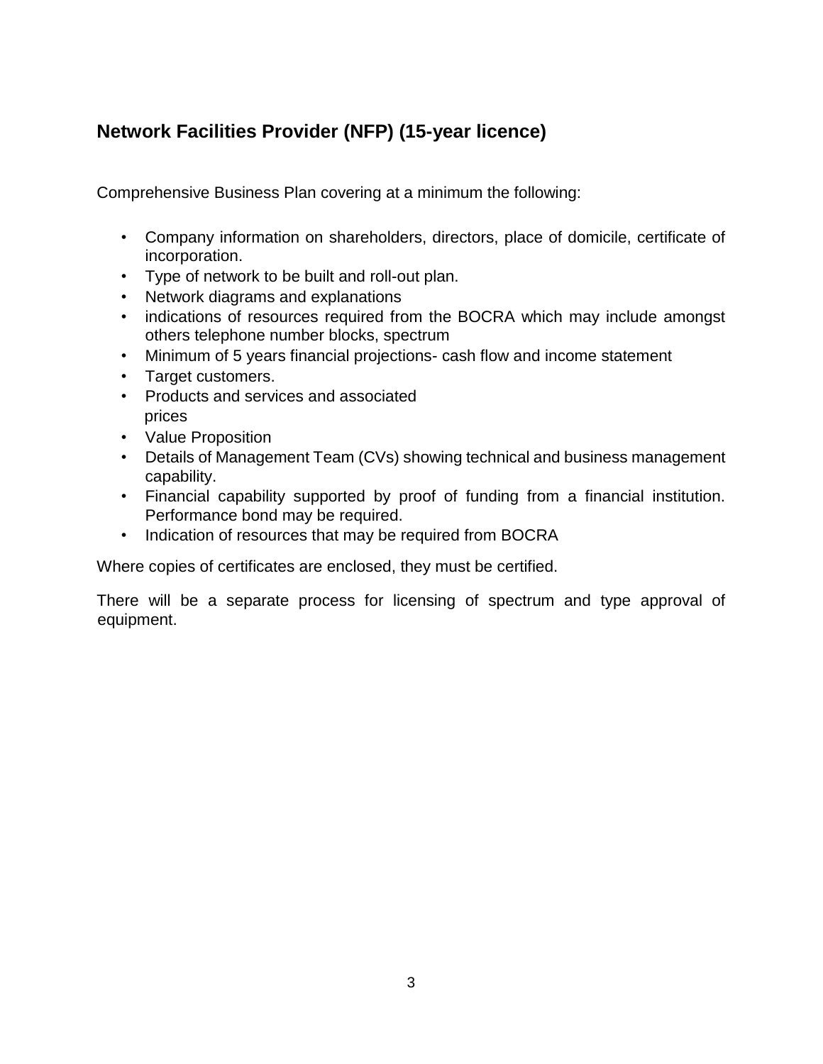## Network Facilities Provider (NFP) (15-year licence)

Comprehensive Business Plan covering at a minimum the following:

- Company information on shareholders, directors, place of domicile, certificate of incorporation.
- Type of network to be built and roll-out plan.
- Network diagrams and explanations
- indications of resources required from the BOCRA which may include amongst others telephone number blocks, spectrum
- Minimum of 5 years financial projections- cash flow and income statement
- Target customers.
- Products and services and associated prices
- Value Proposition
- Details of Management Team (CVs) showing technical and business management capability.
- Financial capability supported by proof of funding from a financial institution. Performance bond may be required.
- Indication of resources that may be required from BOCRA

Where copies of certificates are enclosed, they must be certified.

There will be a separate process for licensing of spectrum and type approval of equipment.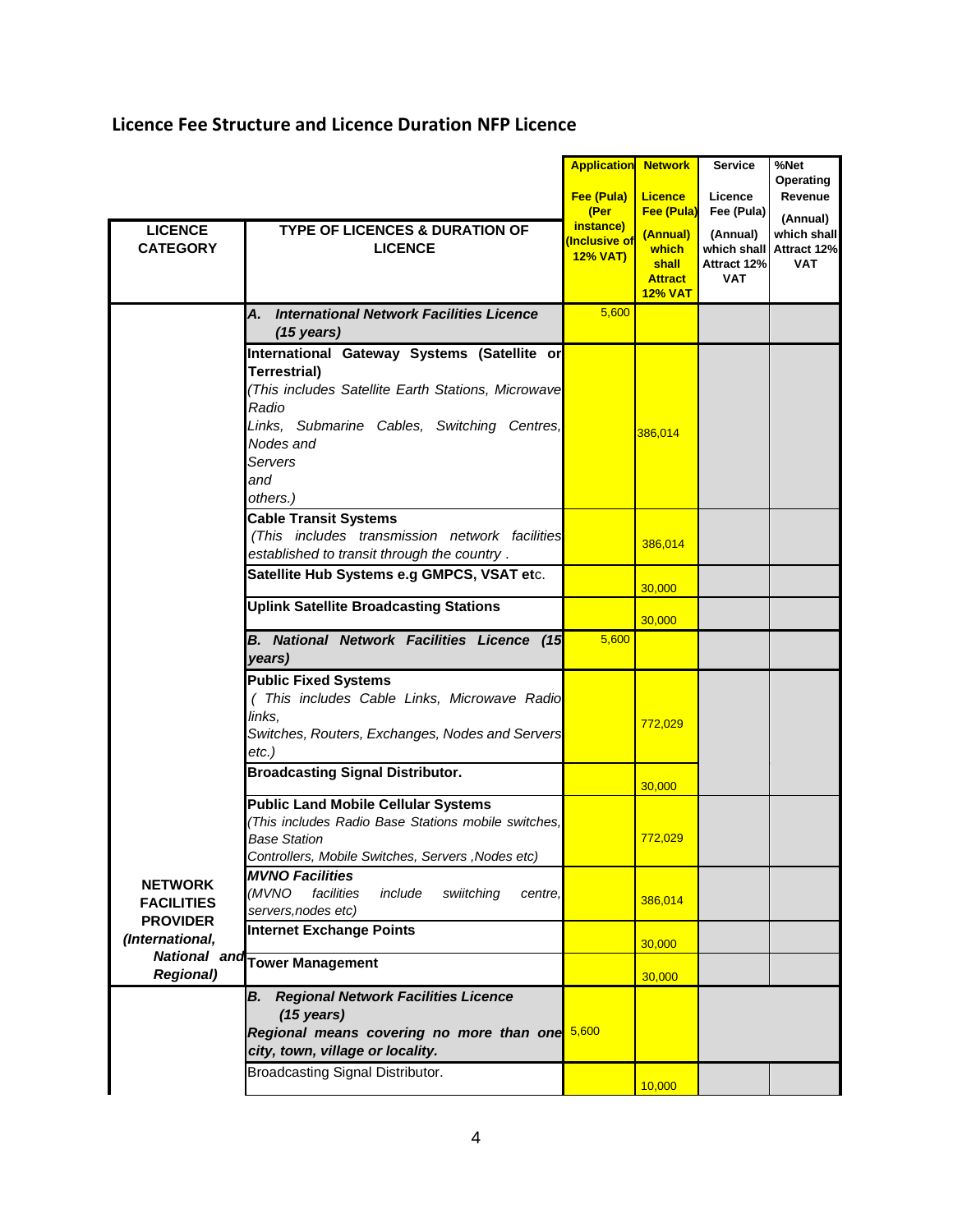## Licence Fee Structure and Licence Duration NFP Licence

| LICENCE CATEGORY | TYPE OF LICENCES & DURATION OF LICENCE | Application Fee (Pula) (Per instance) (Inclusive of 12% VAT) | Network Licence Fee (Pula) (Annual) which shall Attract 12% VAT | Service Licence Fee (Pula) (Annual) which shall Attract 12% VAT | %Net Operating Revenue (Annual) which shall Attract 12% VAT |
|---|---|---|---|---|---|
| | ***A. International Network Facilities Licence (15 years)*** | 5,600 | | | |
| | **International Gateway Systems (Satellite or Terrestrial)** *(This includes Satellite Earth Stations, Microwave Radio Links, Submarine Cables, Switching Centres, Nodes and Servers and others.)* | | 386,014 | | |
| | **Cable Transit Systems** *(This includes transmission network facilities established to transit through the country .* | | 386,014 | | |
| | **Satellite Hub Systems e.g GMPCS, VSAT et**c. | | 30,000 | | |
| | **Uplink Satellite Broadcasting Stations** | | 30,000 | | |
| | ***B. National Network Facilities Licence (15 years)*** | 5,600 | | | |
| | **Public Fixed Systems** *( This includes Cable Links, Microwave Radio links, Switches, Routers, Exchanges, Nodes and Servers etc.)* | | 772,029 | | |
| | **Broadcasting Signal Distributor.** | | 30,000 | | |
| | **Public Land Mobile Cellular Systems** *(This includes Radio Base Stations mobile switches, Base Station Controllers, Mobile Switches, Servers ,Nodes etc)* | | 772,029 | | |
| **NETWORK FACILITIES PROVIDER *(International, National and Regional)*** | ***MVNO Facilities*** *(MVNO facilities include swiitching centre, servers,nodes etc)* | | 386,014 | | |
| | **Internet Exchange Points** | | 30,000 | | |
| | **Tower Management** | | 30,000 | | |
| | ***B. Regional Network Facilities Licence (15 years)*** ***Regional means covering no more than one city, town, village or locality.*** | 5,600 | | | |
| | Broadcasting Signal Distributor. | | 10,000 | | |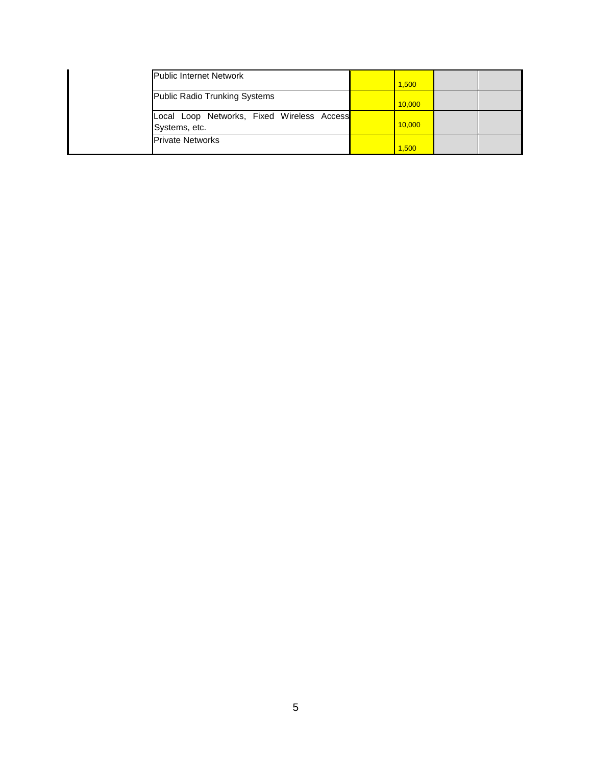| | | | | | |
|---|---|---|---|---|---|
| | Public Internet Network | | 1,500 | | |
| | Public Radio Trunking Systems | | 10,000 | | |
| | Local Loop Networks, Fixed Wireless Access Systems, etc. | | 10,000 | | |
| | Private Networks | | 1,500 | | |